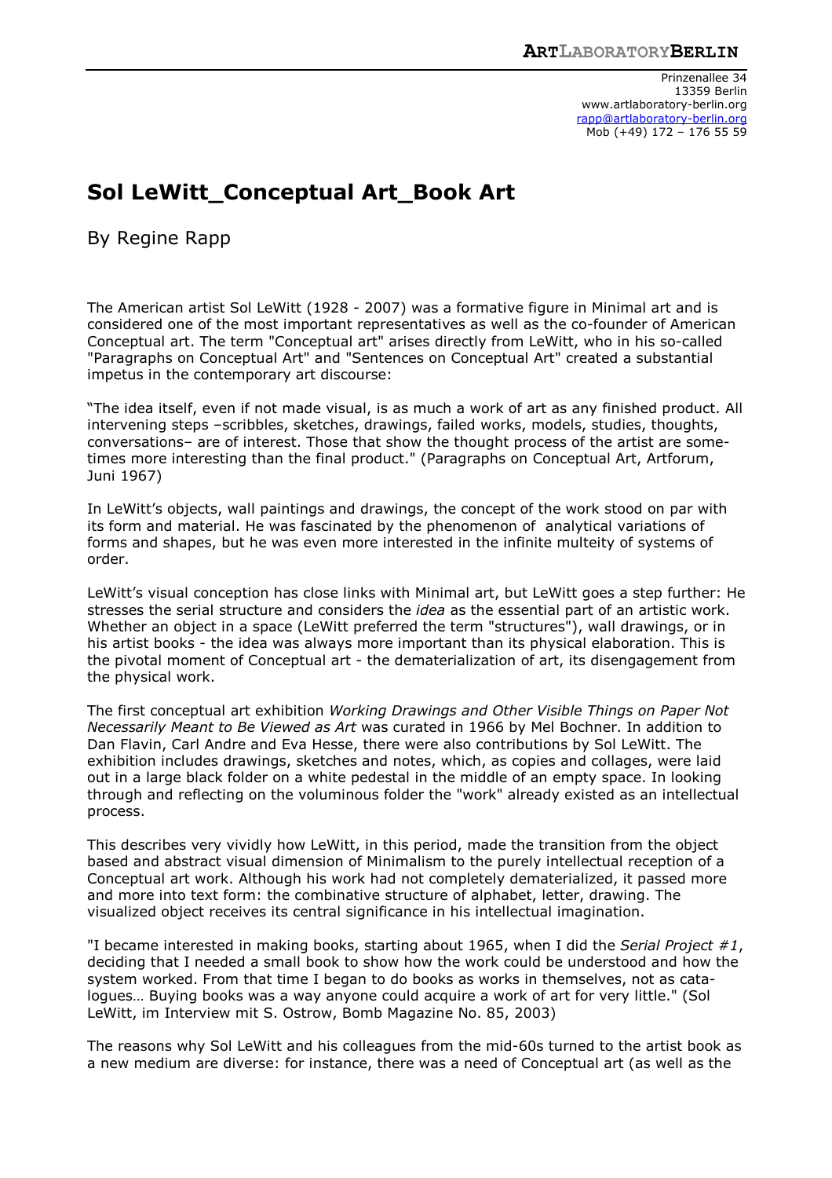# Sol LeWitt_Conceptual Art_Book Art

By Regine Rapp

The American artist Sol LeWitt (1928 - 2007) was a formative figure in Minimal art and is considered one of the most important representatives as well as the co-founder of American Conceptual art. The term "Conceptual art" arises directly from LeWitt, who in his so-called "Paragraphs on Conceptual Art" and "Sentences on Conceptual Art" created a substantial impetus in the contemporary art discourse:

"The idea itself, even if not made visual, is as much a work of art as any finished product. All intervening steps –scribbles, sketches, drawings, failed works, models, studies, thoughts, conversations– are of interest. Those that show the thought process of the artist are sometimes more interesting than the final product." (Paragraphs on Conceptual Art, Artforum, Juni 1967)

In LeWitt's objects, wall paintings and drawings, the concept of the work stood on par with its form and material. He was fascinated by the phenomenon of analytical variations of forms and shapes, but he was even more interested in the infinite multeity of systems of order.

LeWitt's visual conception has close links with Minimal art, but LeWitt goes a step further: He stresses the serial structure and considers the *idea* as the essential part of an artistic work. Whether an object in a space (LeWitt preferred the term "structures"), wall drawings, or in his artist books - the idea was always more important than its physical elaboration. This is the pivotal moment of Conceptual art - the dematerialization of art, its disengagement from the physical work.

The first conceptual art exhibition *Working Drawings and Other Visible Things on Paper Not Necessarily Meant to Be Viewed as Art* was curated in 1966 by Mel Bochner. In addition to Dan Flavin, Carl Andre and Eva Hesse, there were also contributions by Sol LeWitt. The exhibition includes drawings, sketches and notes, which, as copies and collages, were laid out in a large black folder on a white pedestal in the middle of an empty space. In looking through and reflecting on the voluminous folder the "work" already existed as an intellectual process.

This describes very vividly how LeWitt, in this period, made the transition from the object based and abstract visual dimension of Minimalism to the purely intellectual reception of a Conceptual art work. Although his work had not completely dematerialized, it passed more and more into text form: the combinative structure of alphabet, letter, drawing. The visualized object receives its central significance in his intellectual imagination.

"I became interested in making books, starting about 1965, when I did the *Serial Project #1*, deciding that I needed a small book to show how the work could be understood and how the system worked. From that time I began to do books as works in themselves, not as catalogues… Buying books was a way anyone could acquire a work of art for very little." (Sol LeWitt, im Interview mit S. Ostrow, Bomb Magazine No. 85, 2003)

The reasons why Sol LeWitt and his colleagues from the mid-60s turned to the artist book as a new medium are diverse: for instance, there was a need of Conceptual art (as well as the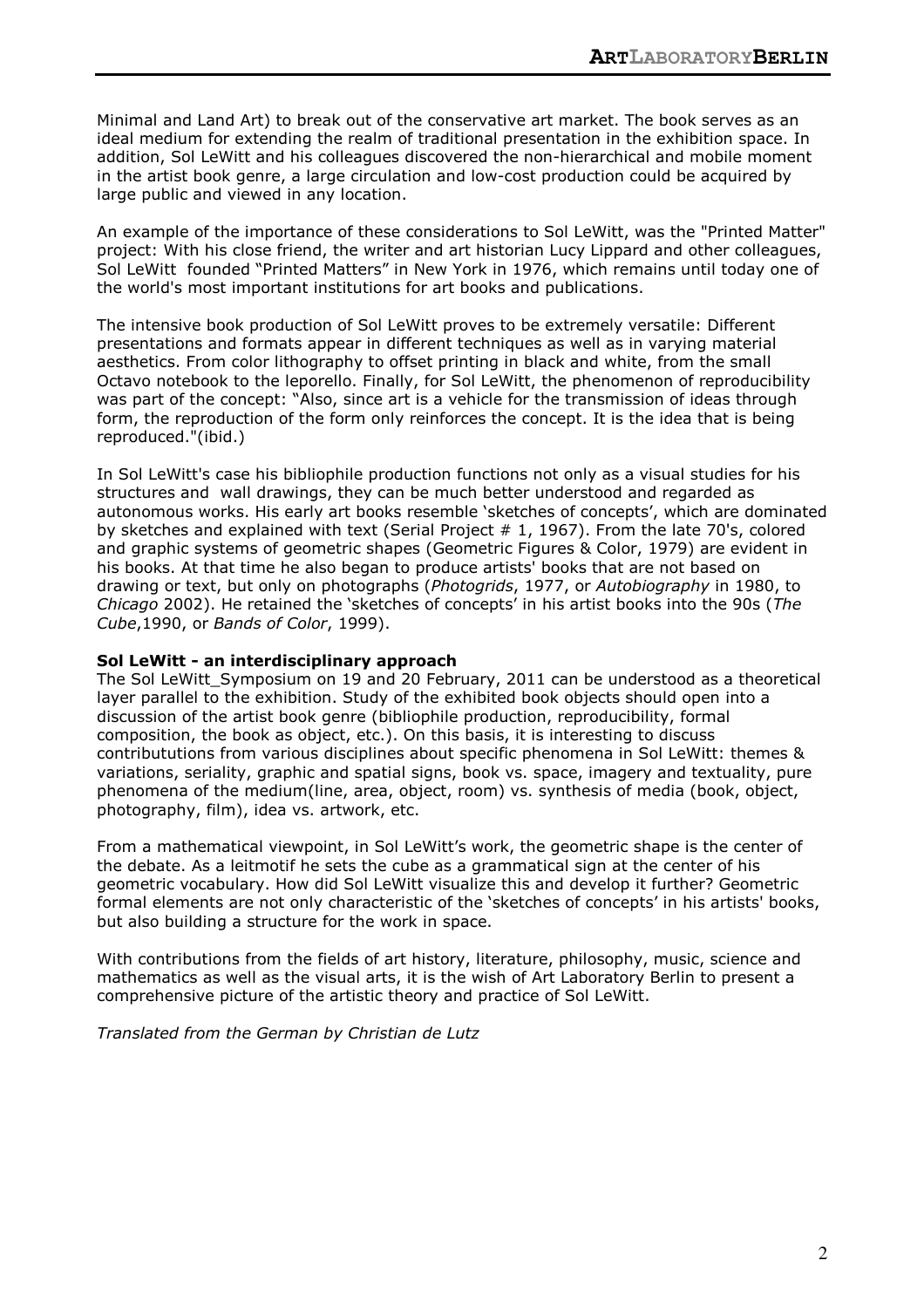Minimal and Land Art) to break out of the conservative art market. The book serves as an ideal medium for extending the realm of traditional presentation in the exhibition space. In addition, Sol LeWitt and his colleagues discovered the non-hierarchical and mobile moment in the artist book genre, a large circulation and low-cost production could be acquired by large public and viewed in any location.

An example of the importance of these considerations to Sol LeWitt, was the "Printed Matter" project: With his close friend, the writer and art historian Lucy Lippard and other colleagues, Sol LeWitt founded "Printed Matters" in New York in 1976, which remains until today one of the world's most important institutions for art books and publications.

The intensive book production of Sol LeWitt proves to be extremely versatile: Different presentations and formats appear in different techniques as well as in varying material aesthetics. From color lithography to offset printing in black and white, from the small Octavo notebook to the leporello. Finally, for Sol LeWitt, the phenomenon of reproducibility was part of the concept: "Also, since art is a vehicle for the transmission of ideas through form, the reproduction of the form only reinforces the concept. It is the idea that is being reproduced."(ibid.)

In Sol LeWitt's case his bibliophile production functions not only as a visual studies for his structures and wall drawings, they can be much better understood and regarded as autonomous works. His early art books resemble 'sketches of concepts', which are dominated by sketches and explained with text (Serial Project # 1, 1967). From the late 70's, colored and graphic systems of geometric shapes (Geometric Figures & Color, 1979) are evident in his books. At that time he also began to produce artists' books that are not based on drawing or text, but only on photographs (*Photogrids*, 1977, or *Autobiography* in 1980, to *Chicago* 2002). He retained the 'sketches of concepts' in his artist books into the 90s (*The Cube*,1990, or *Bands of Color*, 1999).

**Sol LeWitt - an interdisciplinary approach**

The Sol LeWitt_Symposium on 19 and 20 February, 2011 can be understood as a theoretical layer parallel to the exhibition. Study of the exhibited book objects should open into a discussion of the artist book genre (bibliophile production, reproducibility, formal composition, the book as object, etc.). On this basis, it is interesting to discuss contribututions from various disciplines about specific phenomena in Sol LeWitt: themes & variations, seriality, graphic and spatial signs, book vs. space, imagery and textuality, pure phenomena of the medium(line, area, object, room) vs. synthesis of media (book, object, photography, film), idea vs. artwork, etc.

From a mathematical viewpoint, in Sol LeWitt's work, the geometric shape is the center of the debate. As a leitmotif he sets the cube as a grammatical sign at the center of his geometric vocabulary. How did Sol LeWitt visualize this and develop it further? Geometric formal elements are not only characteristic of the 'sketches of concepts' in his artists' books, but also building a structure for the work in space.

With contributions from the fields of art history, literature, philosophy, music, science and mathematics as well as the visual arts, it is the wish of Art Laboratory Berlin to present a comprehensive picture of the artistic theory and practice of Sol LeWitt.

*Translated from the German by Christian de Lutz*